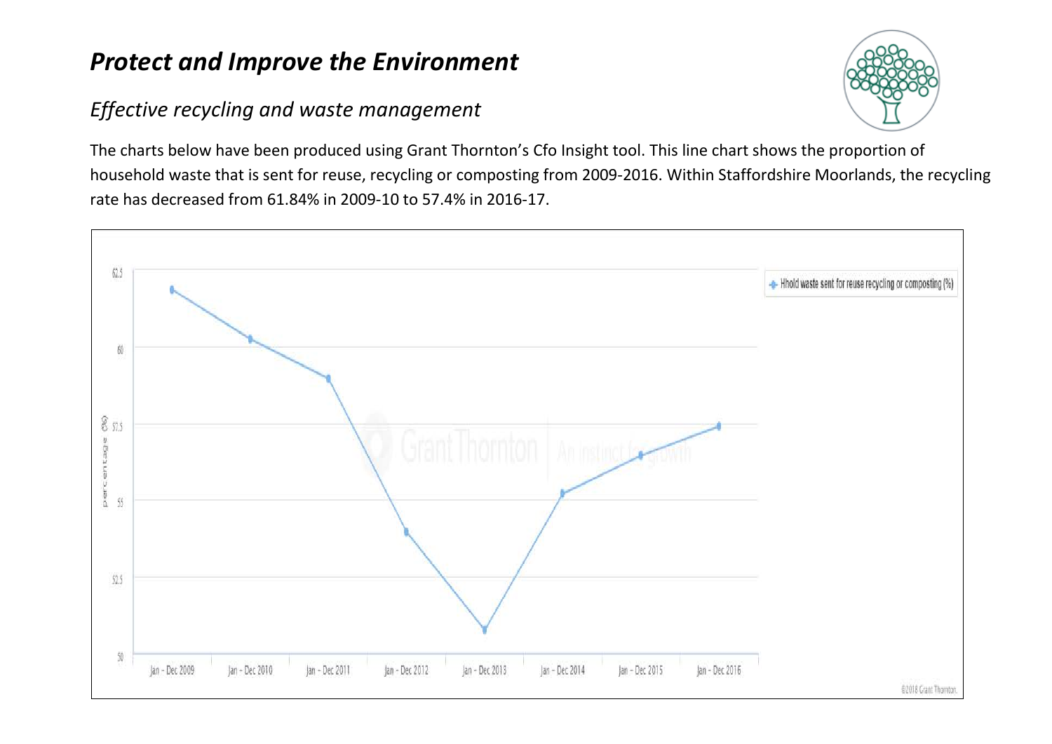# *Protect and Improve the Environment*

## *Effective recycling and waste management*

The charts below have been produced using Grant Thornton's Cfo Insight tool. This line chart shows the proportion of household waste that is sent for reuse, recycling or composting from 2009-2016. Within Staffordshire Moorlands, the recycling rate has decreased from 61.84% in 2009-10 to 57.4% in 2016-17.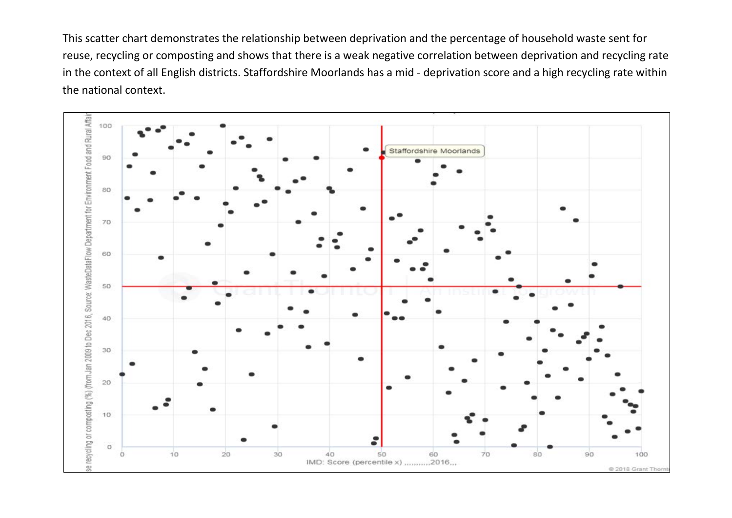This scatter chart demonstrates the relationship between deprivation and the percentage of household waste sent for reuse, recycling or composting and shows that there is a weak negative correlation between deprivation and recycling rate in the context of all English districts. Staffordshire Moorlands has a mid - deprivation score and a high recycling rate within the national context.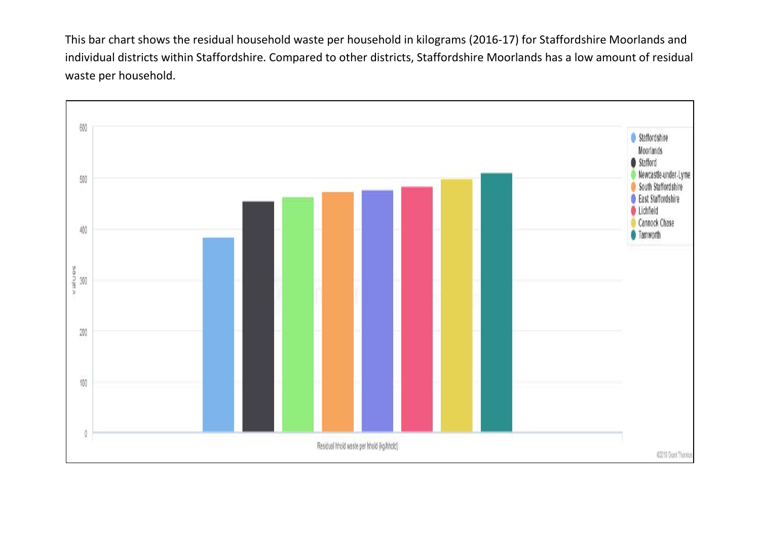This bar chart shows the residual household waste per household in kilograms (2016-17) for Staffordshire Moorlands and individual districts within Staffordshire. Compared to other districts, Staffordshire Moorlands has a low amount of residual waste per household.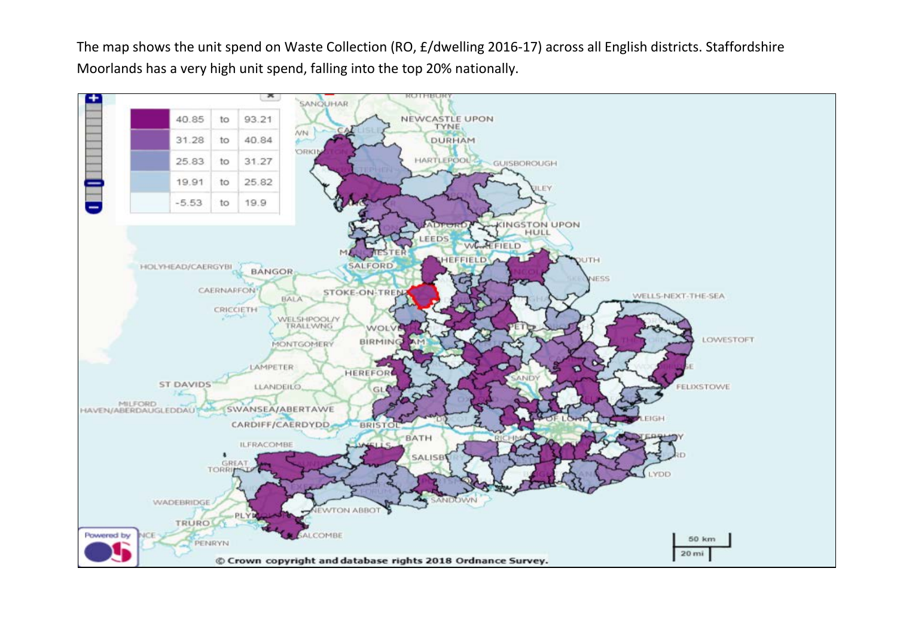The map shows the unit spend on Waste Collection (RO, £/dwelling 2016-17) across all English districts. Staffordshire Moorlands has a very high unit spend, falling into the top 20% nationally.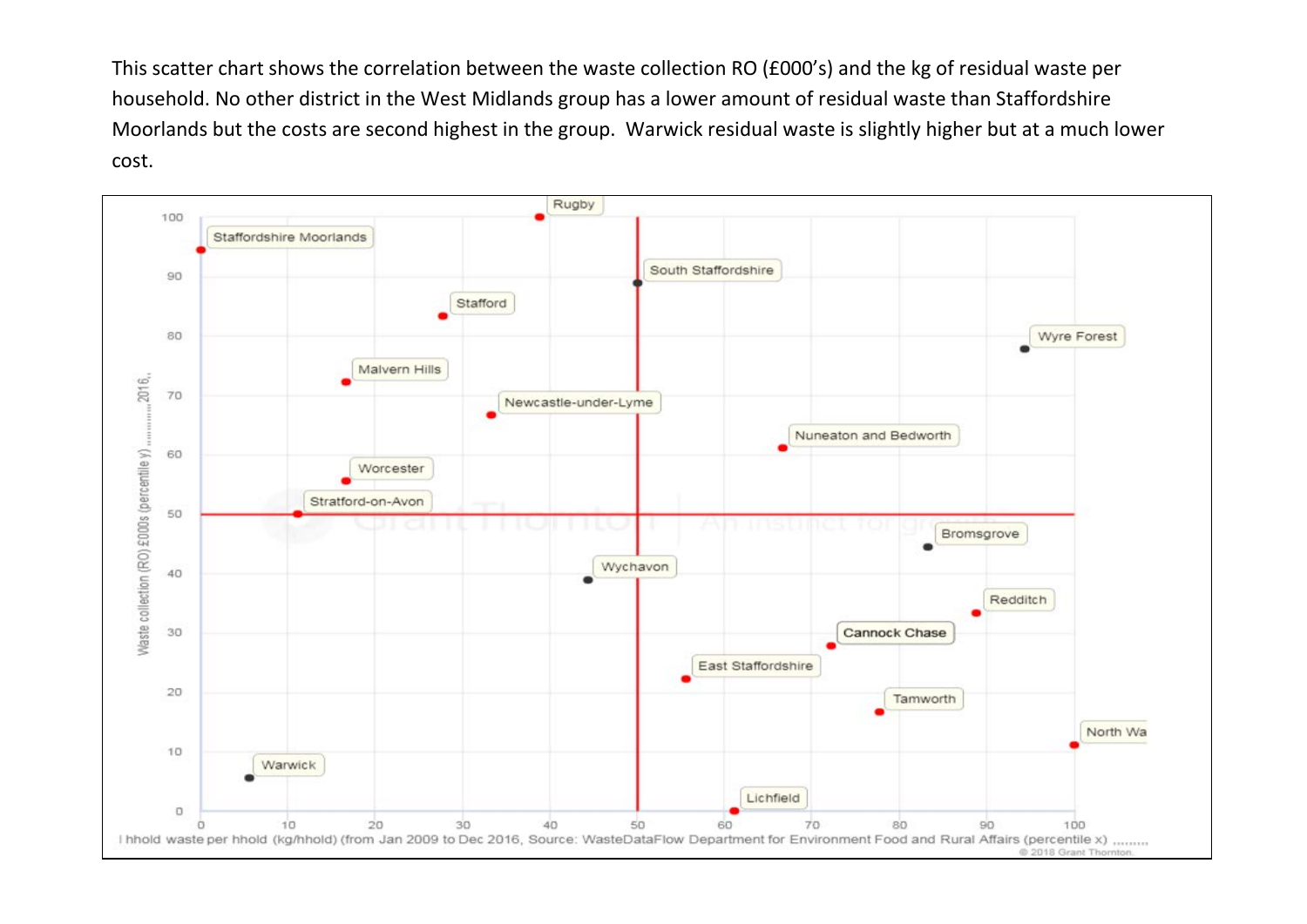This scatter chart shows the correlation between the waste collection RO (£000's) and the kg of residual waste per household. No other district in the West Midlands group has a lower amount of residual waste than Staffordshire Moorlands but the costs are second highest in the group. Warwick residual waste is slightly higher but at a much lower cost.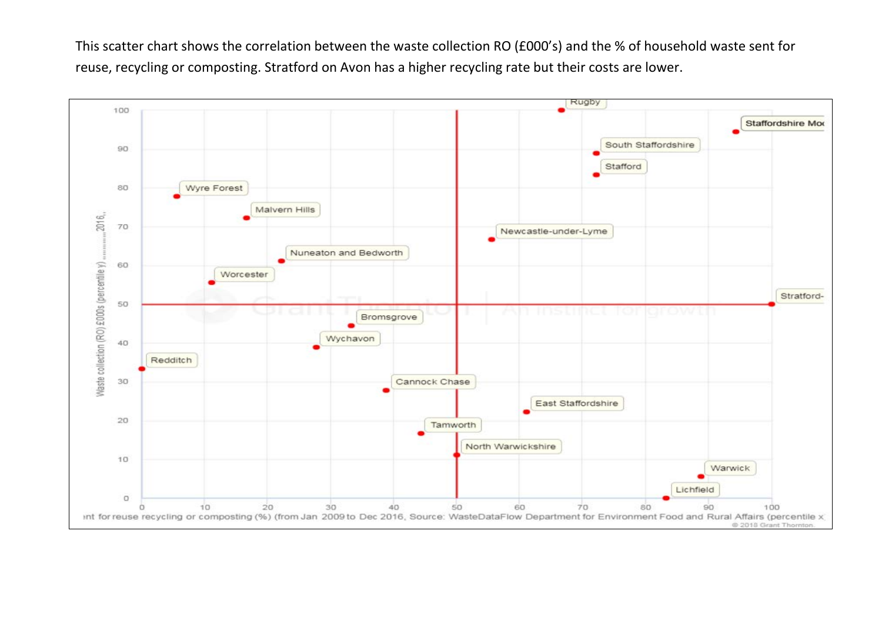This scatter chart shows the correlation between the waste collection RO (£000's) and the % of household waste sent for reuse, recycling or composting. Stratford on Avon has a higher recycling rate but their costs are lower.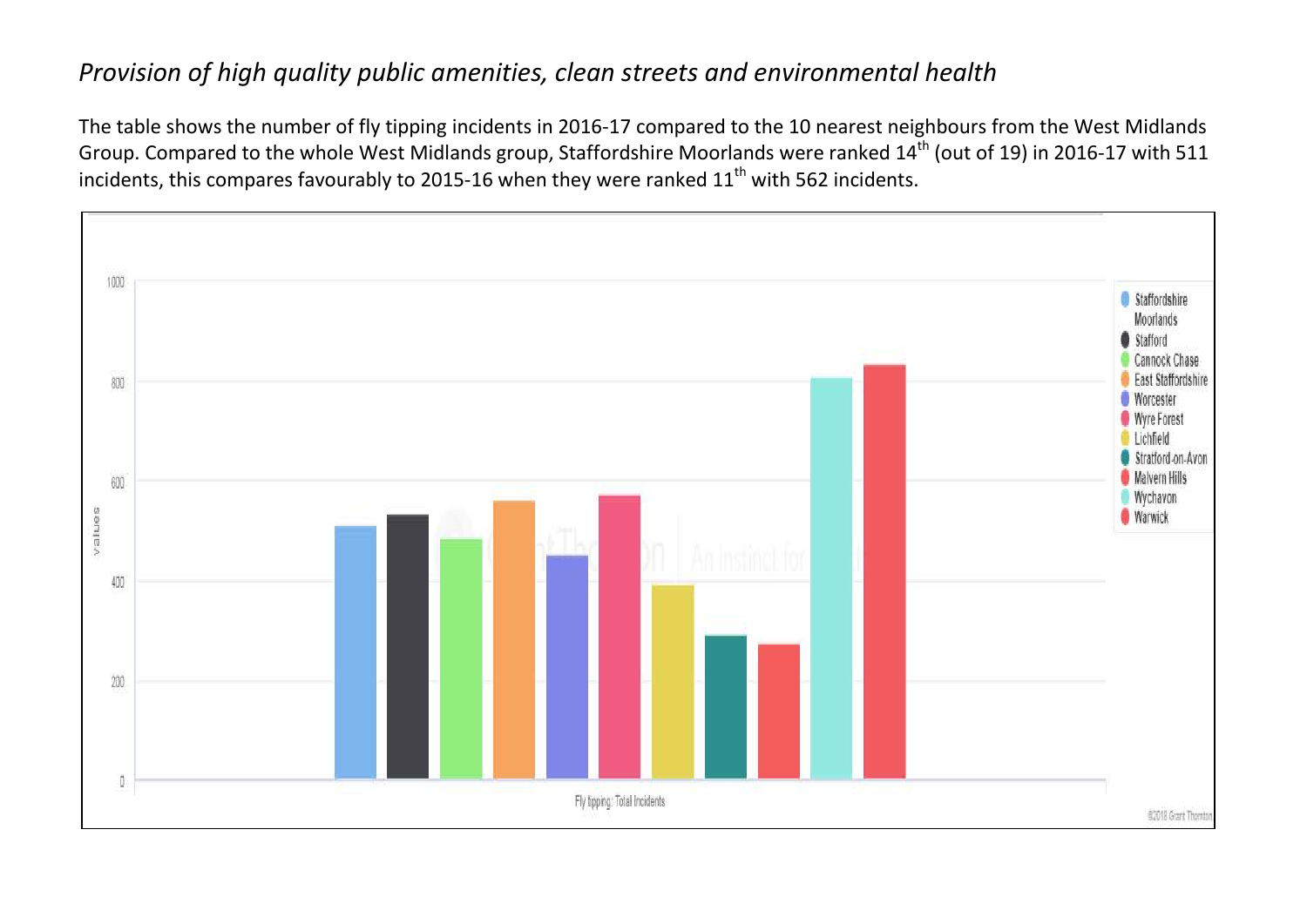## *Provision of high quality public amenities, clean streets and environmental health*

The table shows the number of fly tipping incidents in 2016-17 compared to the 10 nearest neighbours from the West Midlands Group. Compared to the whole West Midlands group, Staffordshire Moorlands were ranked 14th (out of 19) in 2016-17 with 511 incidents, this compares favourably to 2015-16 when they were ranked 11th with 562 incidents.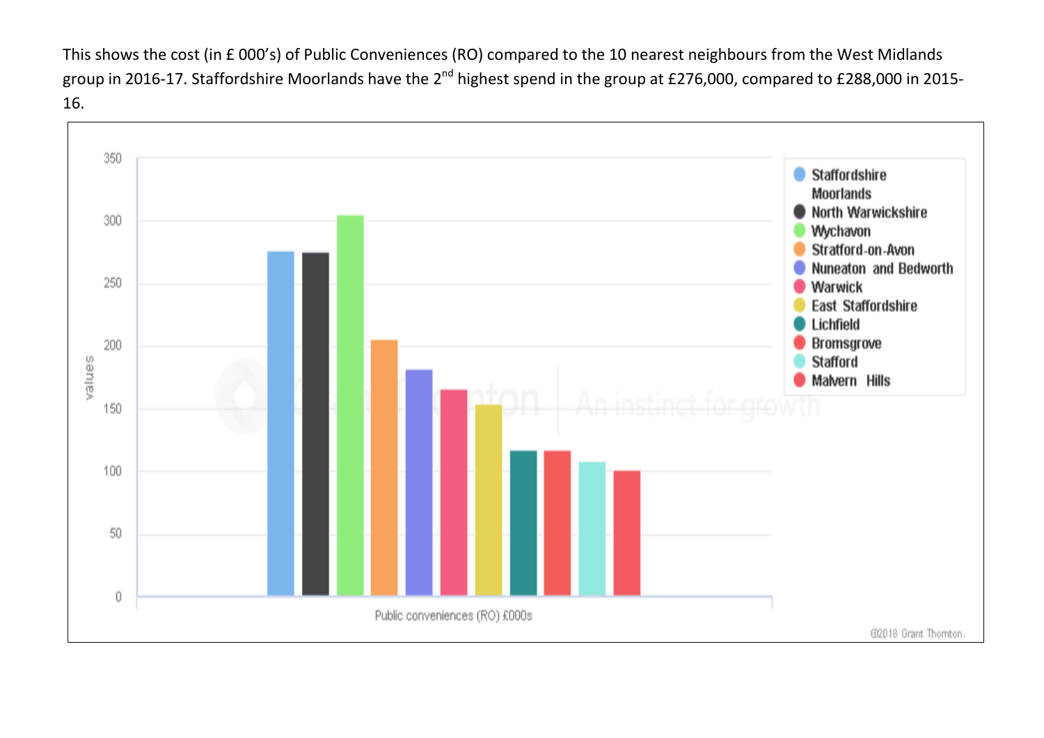This shows the cost (in £ 000's) of Public Conveniences (RO) compared to the 10 nearest neighbours from the West Midlands group in 2016-17. Staffordshire Moorlands have the 2nd highest spend in the group at £276,000, compared to £288,000 in 2015-16.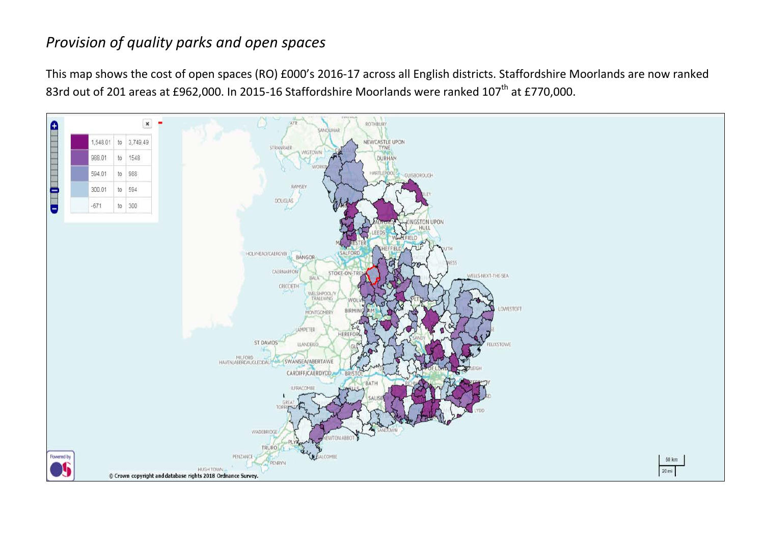## *Provision of quality parks and open spaces*

This map shows the cost of open spaces (RO) £000's 2016-17 across all English districts. Staffordshire Moorlands are now ranked 83rd out of 201 areas at £962,000. In 2015-16 Staffordshire Moorlands were ranked 107th at £770,000.

1,548.01 to 3,749.49
988.01 to 1548
594.01 to 988
300.01 to 594
-671 to 300

© Crown copyright and database rights 2018 Ordnance Survey.